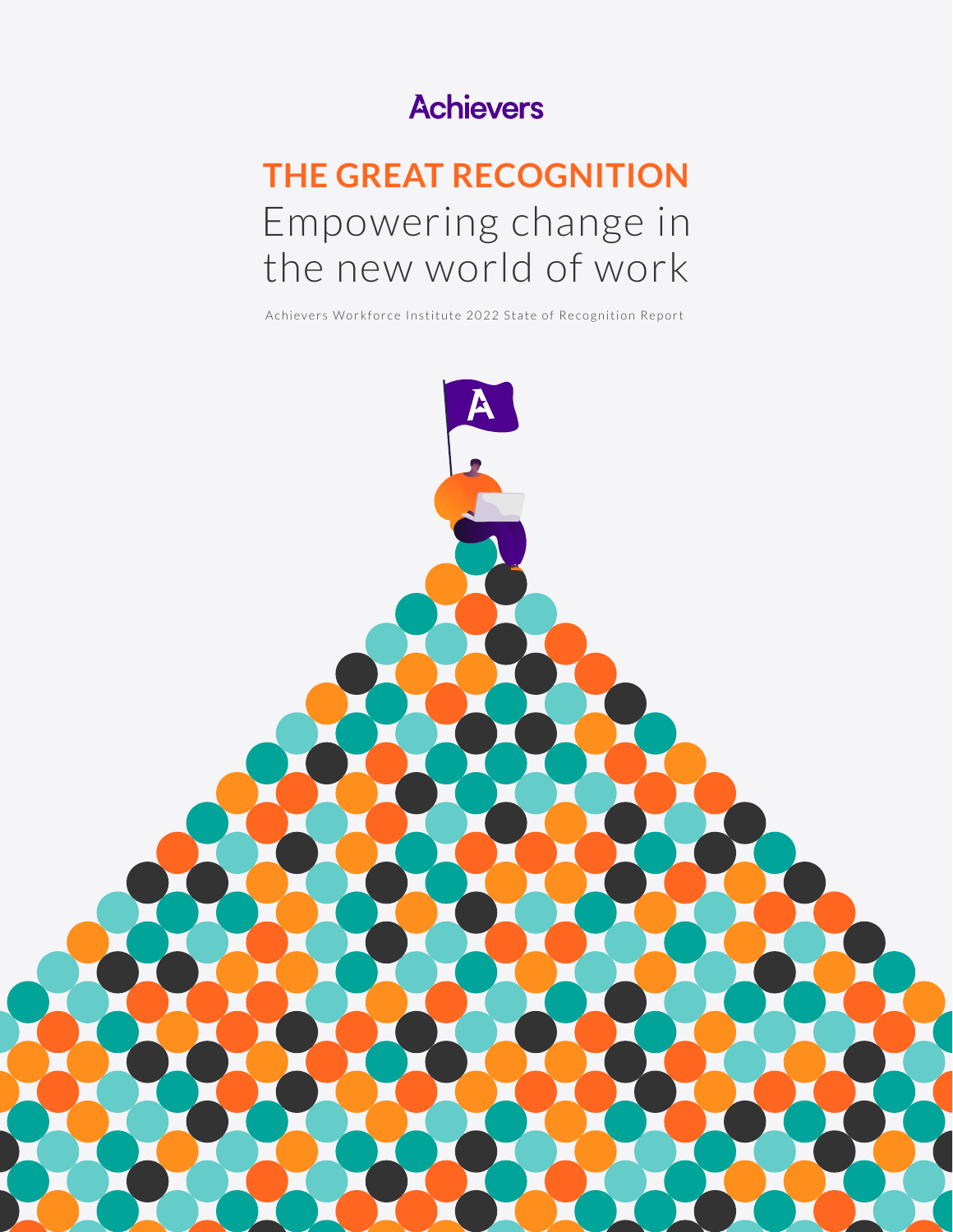Achievers

# THE GREAT RECOGNITION

## Empowering change in the new world of work

Achievers Workforce Institute 2022 State of Recognition Report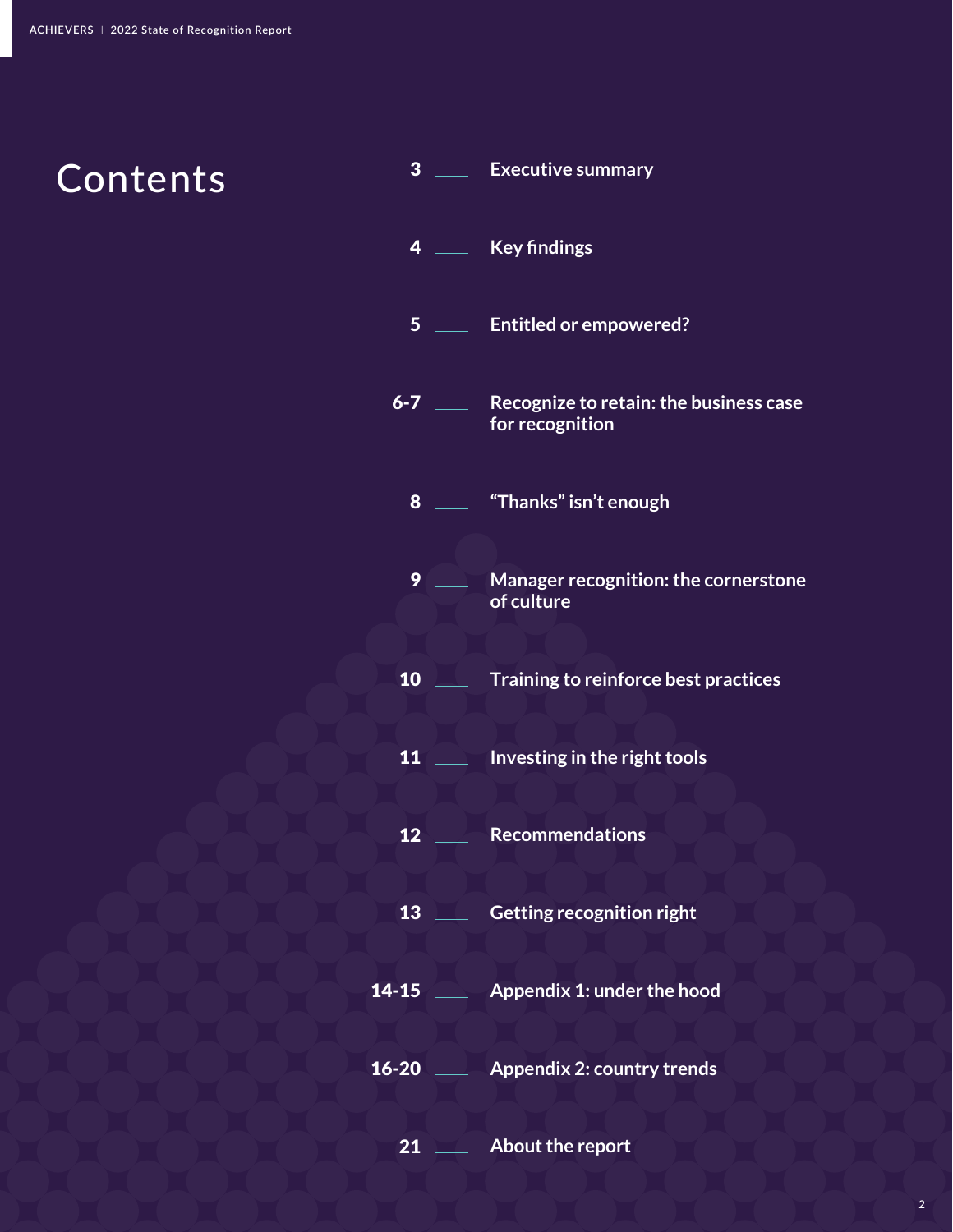# Contents

- 3 — Executive summary
- 4 — Key findings
- 5 — Entitled or empowered?
- 6-7 — Recognize to retain: the business case for recognition
- 8 — "Thanks" isn't enough
- 9 — Manager recognition: the cornerstone of culture
- 10 — Training to reinforce best practices
- 11 — Investing in the right tools
- 12 — Recommendations
- 13 — Getting recognition right
- 14-15 — Appendix 1: under the hood
- 16-20 — Appendix 2: country trends
- 21 — About the report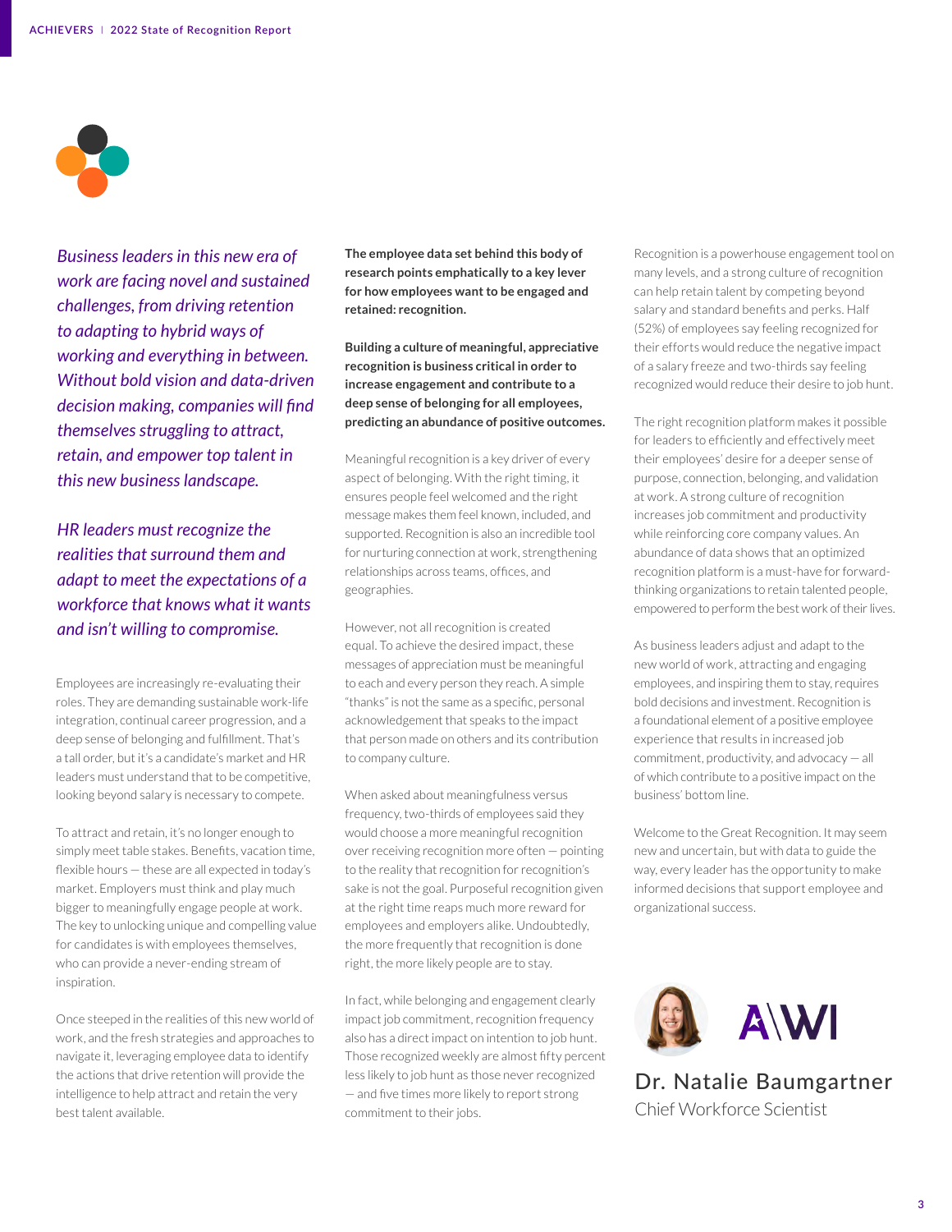*Business leaders in this new era of work are facing novel and sustained challenges, from driving retention to adapting to hybrid ways of working and everything in between. Without bold vision and data-driven decision making, companies will find themselves struggling to attract, retain, and empower top talent in this new business landscape.*

*HR leaders must recognize the realities that surround them and adapt to meet the expectations of a workforce that knows what it wants and isn't willing to compromise.*

Employees are increasingly re-evaluating their roles. They are demanding sustainable work-life integration, continual career progression, and a deep sense of belonging and fulfillment. That's a tall order, but it's a candidate's market and HR leaders must understand that to be competitive, looking beyond salary is necessary to compete.

To attract and retain, it's no longer enough to simply meet table stakes. Benefits, vacation time, flexible hours — these are all expected in today's market. Employers must think and play much bigger to meaningfully engage people at work. The key to unlocking unique and compelling value for candidates is with employees themselves, who can provide a never-ending stream of inspiration.

Once steeped in the realities of this new world of work, and the fresh strategies and approaches to navigate it, leveraging employee data to identify the actions that drive retention will provide the intelligence to help attract and retain the very best talent available.

**The employee data set behind this body of research points emphatically to a key lever for how employees want to be engaged and retained: recognition.**

**Building a culture of meaningful, appreciative recognition is business critical in order to increase engagement and contribute to a deep sense of belonging for all employees, predicting an abundance of positive outcomes.**

Meaningful recognition is a key driver of every aspect of belonging. With the right timing, it ensures people feel welcomed and the right message makes them feel known, included, and supported. Recognition is also an incredible tool for nurturing connection at work, strengthening relationships across teams, offices, and geographies.

However, not all recognition is created equal. To achieve the desired impact, these messages of appreciation must be meaningful to each and every person they reach. A simple "thanks" is not the same as a specific, personal acknowledgement that speaks to the impact that person made on others and its contribution to company culture.

When asked about meaningfulness versus frequency, two-thirds of employees said they would choose a more meaningful recognition over receiving recognition more often — pointing to the reality that recognition for recognition's sake is not the goal. Purposeful recognition given at the right time reaps much more reward for employees and employers alike. Undoubtedly, the more frequently that recognition is done right, the more likely people are to stay.

In fact, while belonging and engagement clearly impact job commitment, recognition frequency also has a direct impact on intention to job hunt. Those recognized weekly are almost fifty percent less likely to job hunt as those never recognized — and five times more likely to report strong commitment to their jobs.

Recognition is a powerhouse engagement tool on many levels, and a strong culture of recognition can help retain talent by competing beyond salary and standard benefits and perks. Half (52%) of employees say feeling recognized for their efforts would reduce the negative impact of a salary freeze and two-thirds say feeling recognized would reduce their desire to job hunt.

The right recognition platform makes it possible for leaders to efficiently and effectively meet their employees' desire for a deeper sense of purpose, connection, belonging, and validation at work. A strong culture of recognition increases job commitment and productivity while reinforcing core company values. An abundance of data shows that an optimized recognition platform is a must-have for forward-thinking organizations to retain talented people, empowered to perform the best work of their lives.

As business leaders adjust and adapt to the new world of work, attracting and engaging employees, and inspiring them to stay, requires bold decisions and investment. Recognition is a foundational element of a positive employee experience that results in increased job commitment, productivity, and advocacy — all of which contribute to a positive impact on the business' bottom line.

Welcome to the Great Recognition. It may seem new and uncertain, but with data to guide the way, every leader has the opportunity to make informed decisions that support employee and organizational success.

AWI

**Dr. Natalie Baumgartner**
Chief Workforce Scientist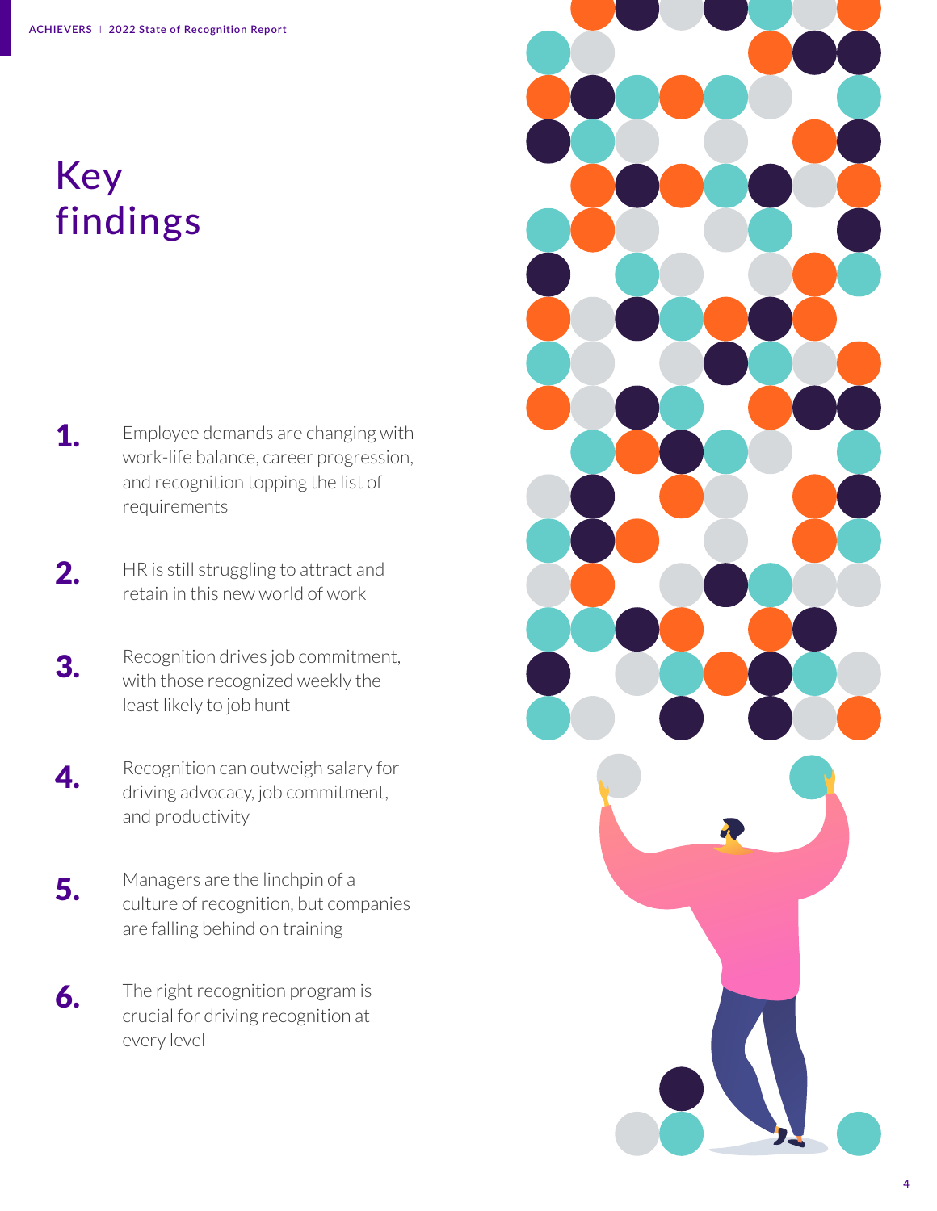# Key findings

1. Employee demands are changing with work-life balance, career progression, and recognition topping the list of requirements

2. HR is still struggling to attract and retain in this new world of work

3. Recognition drives job commitment, with those recognized weekly the least likely to job hunt

4. Recognition can outweigh salary for driving advocacy, job commitment, and productivity

5. Managers are the linchpin of a culture of recognition, but companies are falling behind on training

6. The right recognition program is crucial for driving recognition at every level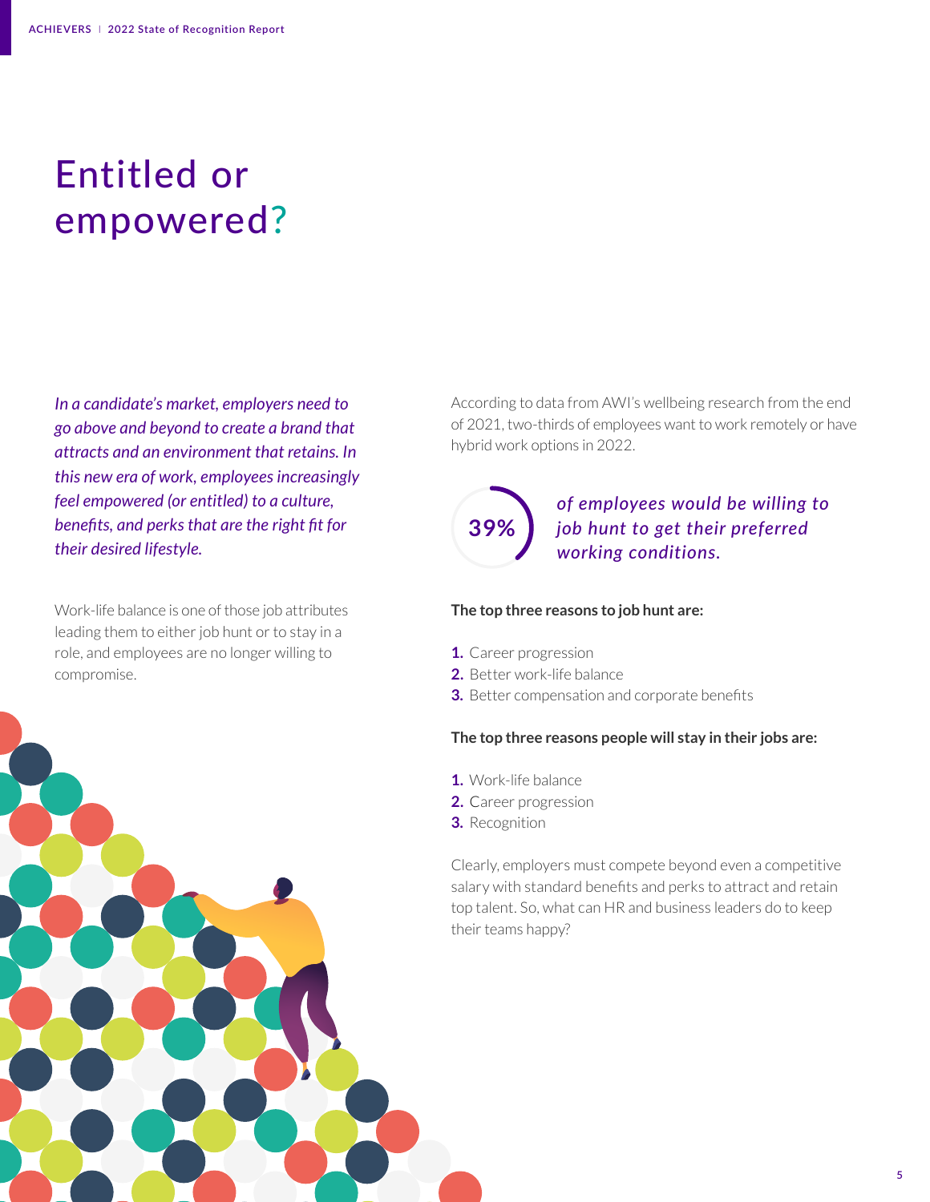# Entitled or empowered?

*In a candidate's market, employers need to go above and beyond to create a brand that attracts and an environment that retains. In this new era of work, employees increasingly feel empowered (or entitled) to a culture, benefits, and perks that are the right fit for their desired lifestyle.*

Work-life balance is one of those job attributes leading them to either job hunt or to stay in a role, and employees are no longer willing to compromise.

According to data from AWI's wellbeing research from the end of 2021, two-thirds of employees want to work remotely or have hybrid work options in 2022.

**39%** *of employees would be willing to job hunt to get their preferred working conditions.*

**The top three reasons to job hunt are:**

1. Career progression
2. Better work-life balance
3. Better compensation and corporate benefits

**The top three reasons people will stay in their jobs are:**

1. Work-life balance
2. Career progression
3. Recognition

Clearly, employers must compete beyond even a competitive salary with standard benefits and perks to attract and retain top talent. So, what can HR and business leaders do to keep their teams happy?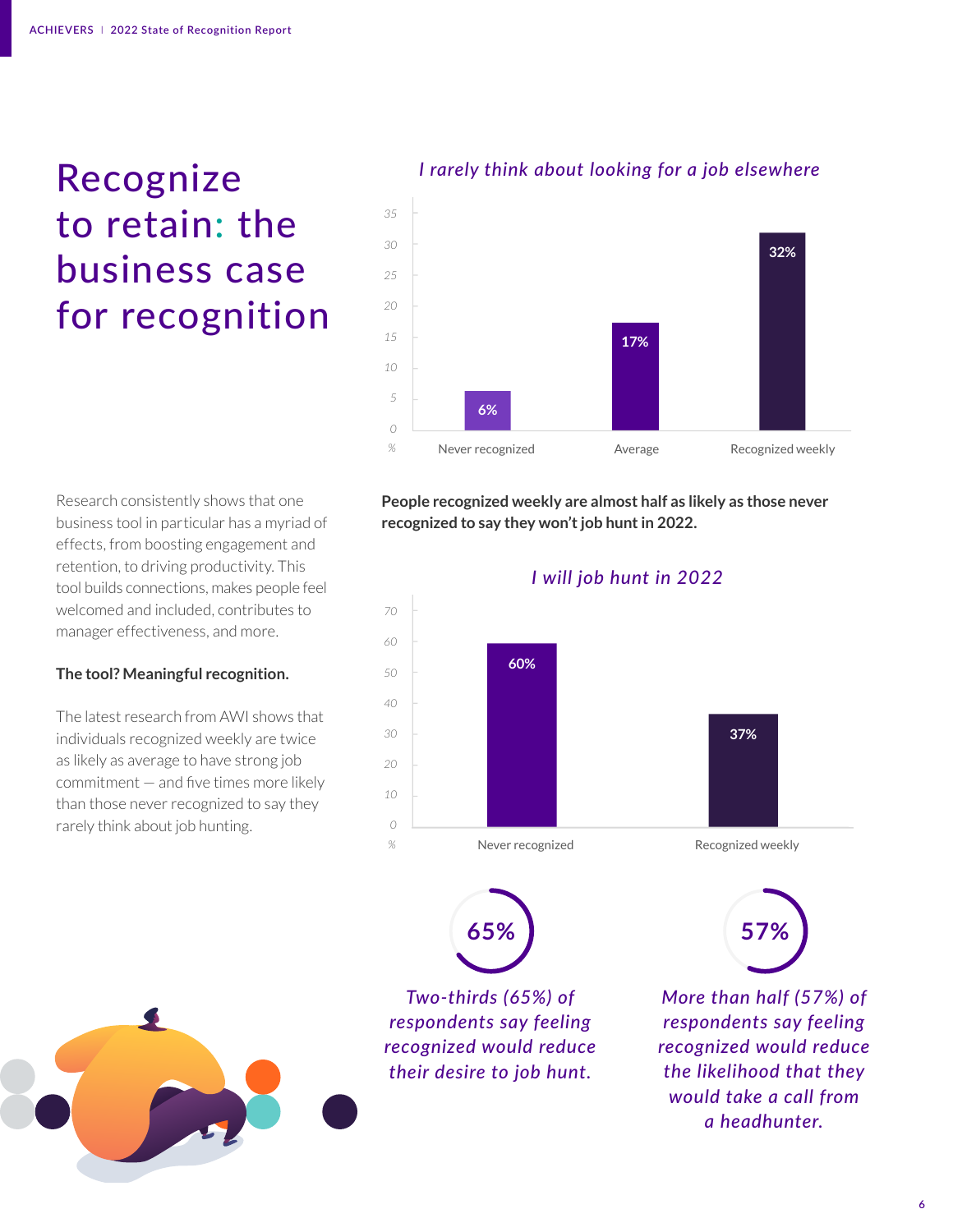# Recognize to retain: the business case for recognition

Research consistently shows that one business tool in particular has a myriad of effects, from boosting engagement and retention, to driving productivity. This tool builds connections, makes people feel welcomed and included, contributes to manager effectiveness, and more.

**The tool? Meaningful recognition.**

The latest research from AWI shows that individuals recognized weekly are twice as likely as average to have strong job commitment — and five times more likely than those never recognized to say they rarely think about job hunting.

*I rarely think about looking for a job elsewhere*

| | % |
|---|---|
| Never recognized | 6% |
| Average | 17% |
| Recognized weekly | 32% |

**People recognized weekly are almost half as likely as those never recognized to say they won't job hunt in 2022.**

*I will job hunt in 2022*

| | % |
|---|---|
| Never recognized | 60% |
| Recognized weekly | 37% |

**65%**

*Two-thirds (65%) of respondents say feeling recognized would reduce their desire to job hunt.*

**57%**

*More than half (57%) of respondents say feeling recognized would reduce the likelihood that they would take a call from a headhunter.*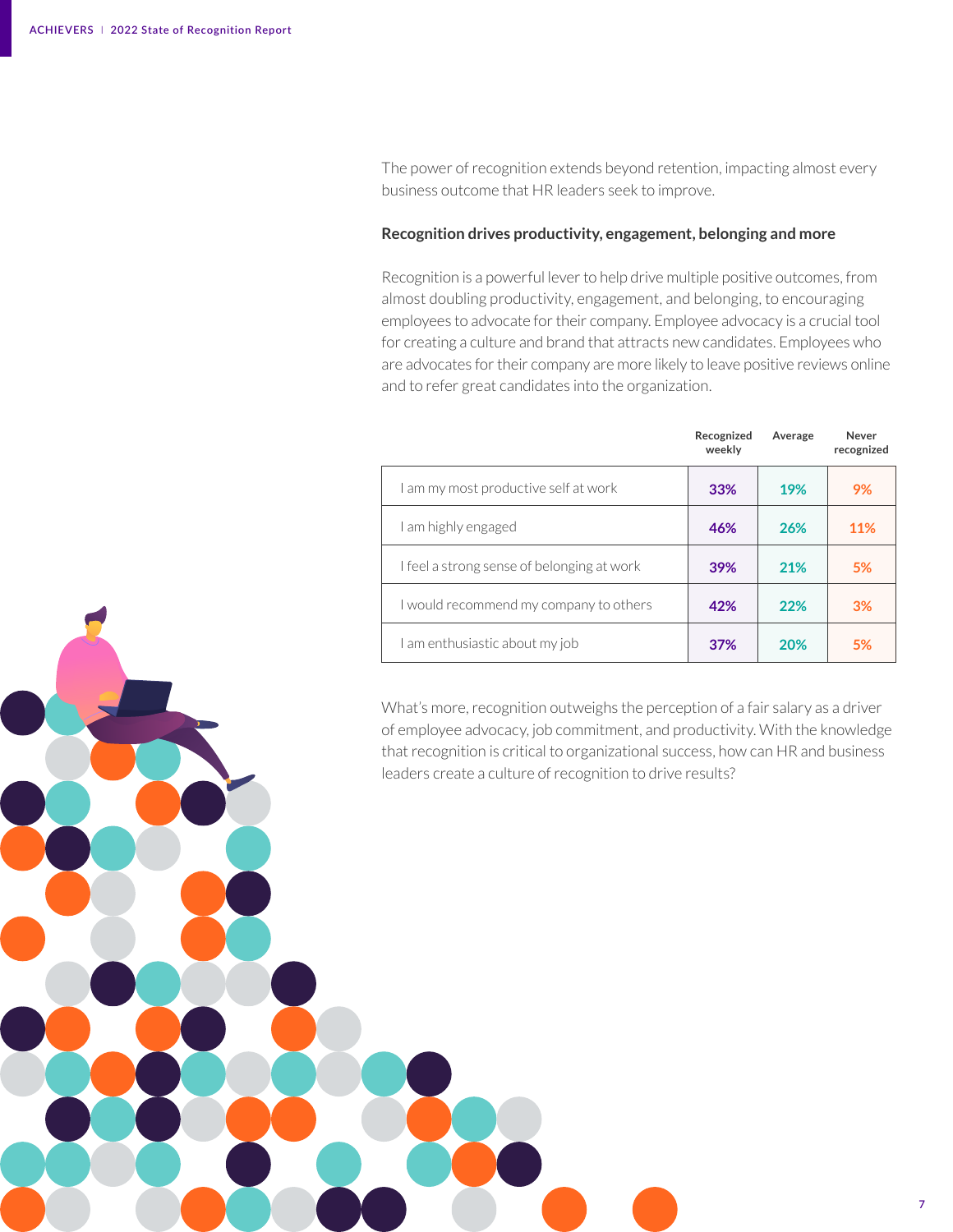The power of recognition extends beyond retention, impacting almost every business outcome that HR leaders seek to improve.

**Recognition drives productivity, engagement, belonging and more**

Recognition is a powerful lever to help drive multiple positive outcomes, from almost doubling productivity, engagement, and belonging, to encouraging employees to advocate for their company. Employee advocacy is a crucial tool for creating a culture and brand that attracts new candidates. Employees who are advocates for their company are more likely to leave positive reviews online and to refer great candidates into the organization.

| | Recognized weekly | Average | Never recognized |
|---|---|---|---|
| I am my most productive self at work | 33% | 19% | 9% |
| I am highly engaged | 46% | 26% | 11% |
| I feel a strong sense of belonging at work | 39% | 21% | 5% |
| I would recommend my company to others | 42% | 22% | 3% |
| I am enthusiastic about my job | 37% | 20% | 5% |

What's more, recognition outweighs the perception of a fair salary as a driver of employee advocacy, job commitment, and productivity. With the knowledge that recognition is critical to organizational success, how can HR and business leaders create a culture of recognition to drive results?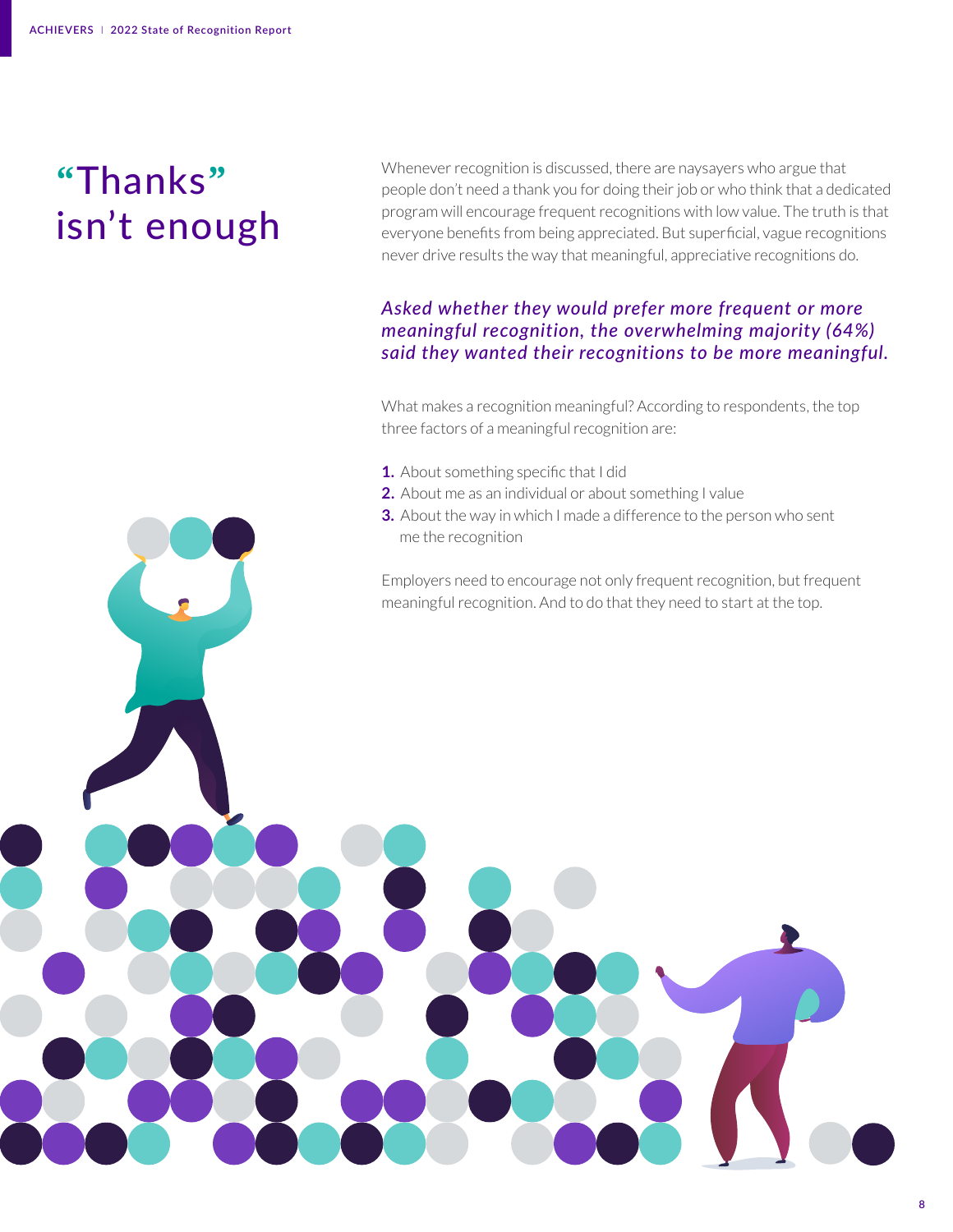# "Thanks" isn't enough

Whenever recognition is discussed, there are naysayers who argue that people don't need a thank you for doing their job or who think that a dedicated program will encourage frequent recognitions with low value. The truth is that everyone benefits from being appreciated. But superficial, vague recognitions never drive results the way that meaningful, appreciative recognitions do.

***Asked whether they would prefer more frequent or more meaningful recognition, the overwhelming majority (64%) said they wanted their recognitions to be more meaningful.***

What makes a recognition meaningful? According to respondents, the top three factors of a meaningful recognition are:

1. About something specific that I did
2. About me as an individual or about something I value
3. About the way in which I made a difference to the person who sent me the recognition

Employers need to encourage not only frequent recognition, but frequent meaningful recognition. And to do that they need to start at the top.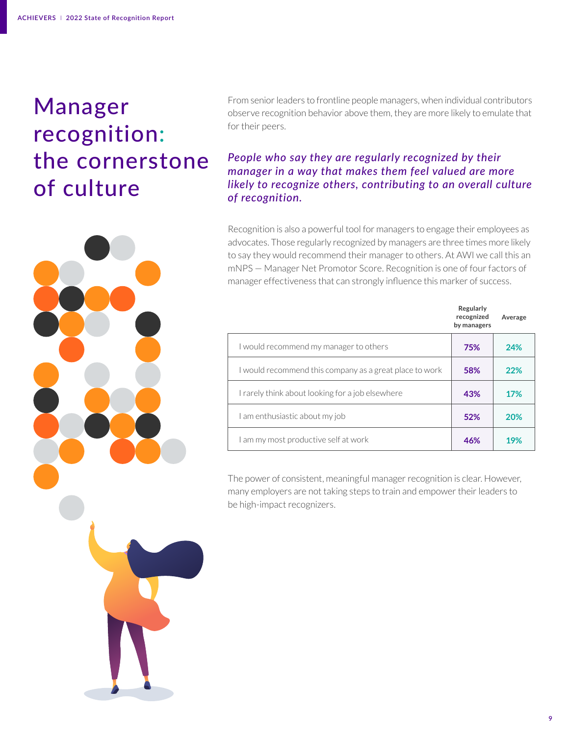# Manager recognition: the cornerstone of culture

From senior leaders to frontline people managers, when individual contributors observe recognition behavior above them, they are more likely to emulate that for their peers.

***People who say they are regularly recognized by their manager in a way that makes them feel valued are more likely to recognize others, contributing to an overall culture of recognition.***

Recognition is also a powerful tool for managers to engage their employees as advocates. Those regularly recognized by managers are three times more likely to say they would recommend their manager to others. At AWI we call this an mNPS — Manager Net Promotor Score. Recognition is one of four factors of manager effectiveness that can strongly influence this marker of success.

| | Regularly recognized by managers | Average |
|---|---|---|
| I would recommend my manager to others | 75% | 24% |
| I would recommend this company as a great place to work | 58% | 22% |
| I rarely think about looking for a job elsewhere | 43% | 17% |
| I am enthusiastic about my job | 52% | 20% |
| I am my most productive self at work | 46% | 19% |

The power of consistent, meaningful manager recognition is clear. However, many employers are not taking steps to train and empower their leaders to be high-impact recognizers.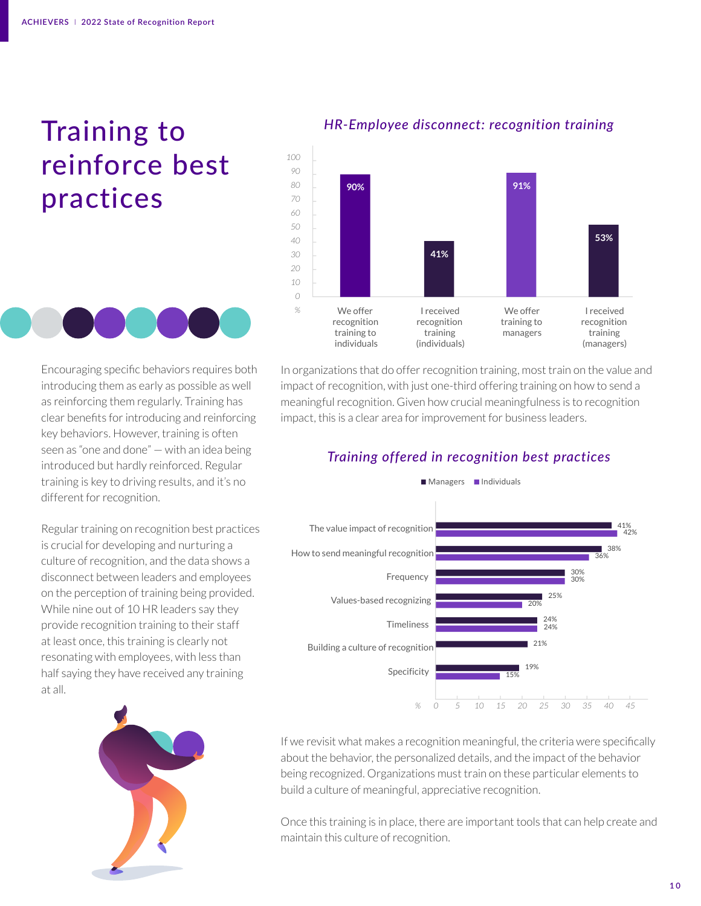# Training to reinforce best practices

Encouraging specific behaviors requires both introducing them as early as possible as well as reinforcing them regularly. Training has clear benefits for introducing and reinforcing key behaviors. However, training is often seen as "one and done" — with an idea being introduced but hardly reinforced. Regular training is key to driving results, and it's no different for recognition.

Regular training on recognition best practices is crucial for developing and nurturing a culture of recognition, and the data shows a disconnect between leaders and employees on the perception of training being provided. While nine out of 10 HR leaders say they provide recognition training to their staff at least once, this training is clearly not resonating with employees, with less than half saying they have received any training at all.

### *HR-Employee disconnect: recognition training*

| | % |
|---|---|
| We offer recognition training to individuals | 90% |
| I received recognition training (individuals) | 41% |
| We offer training to managers | 91% |
| I received recognition training (managers) | 53% |

In organizations that do offer recognition training, most train on the value and impact of recognition, with just one-third offering training on how to send a meaningful recognition. Given how crucial meaningfulness is to recognition impact, this is a clear area for improvement for business leaders.

### *Training offered in recognition best practices*

| | Managers | Individuals |
|---|---|---|
| The value impact of recognition | 41% | 42% |
| How to send meaningful recognition | 38% | 36% |
| Frequency | 30% | 30% |
| Values-based recognizing | 25% | 20% |
| Timeliness | 24% | 24% |
| Building a culture of recognition | 21% | |
| Specificity | 19% | 15% |

If we revisit what makes a recognition meaningful, the criteria were specifically about the behavior, the personalized details, and the impact of the behavior being recognized. Organizations must train on these particular elements to build a culture of meaningful, appreciative recognition.

Once this training is in place, there are important tools that can help create and maintain this culture of recognition.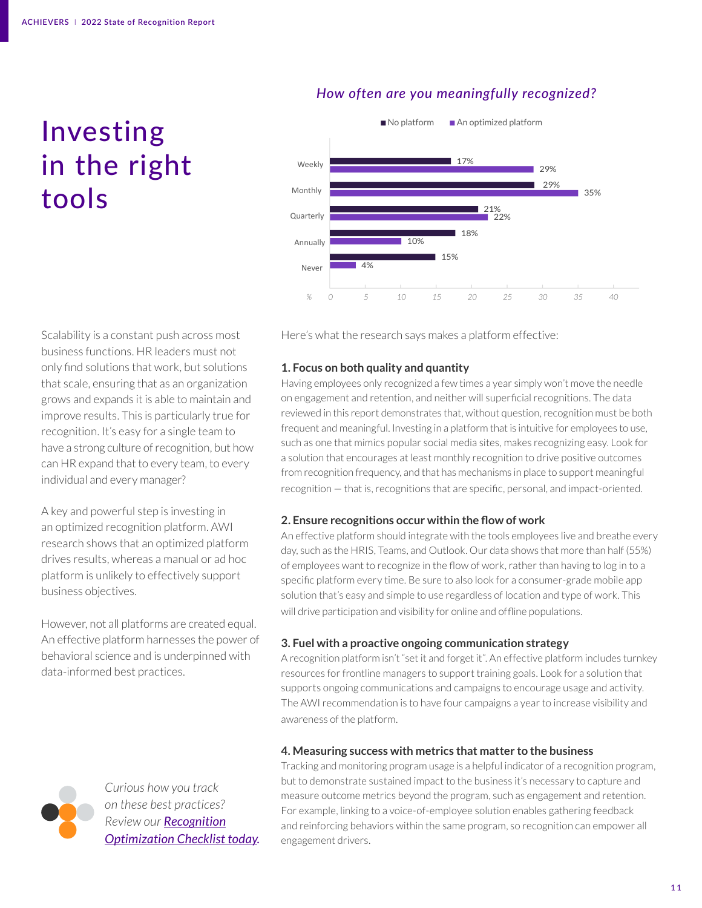# Investing in the right tools

### How often are you meaningfully recognized?

| | No platform | An optimized platform |
|---|---|---|
| Weekly | 17% | 29% |
| Monthly | 29% | 35% |
| Quarterly | 21% | 22% |
| Annually | 18% | 10% |
| Never | 15% | 4% |

Scalability is a constant push across most business functions. HR leaders must not only find solutions that work, but solutions that scale, ensuring that as an organization grows and expands it is able to maintain and improve results. This is particularly true for recognition. It's easy for a single team to have a strong culture of recognition, but how can HR expand that to every team, to every individual and every manager?

A key and powerful step is investing in an optimized recognition platform. AWI research shows that an optimized platform drives results, whereas a manual or ad hoc platform is unlikely to effectively support business objectives.

However, not all platforms are created equal. An effective platform harnesses the power of behavioral science and is underpinned with data-informed best practices.

*Curious how you track on these best practices? Review our [Recognition Optimization Checklist today](#).*

Here's what the research says makes a platform effective:

**1. Focus on both quality and quantity**

Having employees only recognized a few times a year simply won't move the needle on engagement and retention, and neither will superficial recognitions. The data reviewed in this report demonstrates that, without question, recognition must be both frequent and meaningful. Investing in a platform that is intuitive for employees to use, such as one that mimics popular social media sites, makes recognizing easy. Look for a solution that encourages at least monthly recognition to drive positive outcomes from recognition frequency, and that has mechanisms in place to support meaningful recognition — that is, recognitions that are specific, personal, and impact-oriented.

**2. Ensure recognitions occur within the flow of work**

An effective platform should integrate with the tools employees live and breathe every day, such as the HRIS, Teams, and Outlook. Our data shows that more than half (55%) of employees want to recognize in the flow of work, rather than having to log in to a specific platform every time. Be sure to also look for a consumer-grade mobile app solution that's easy and simple to use regardless of location and type of work. This will drive participation and visibility for online and offline populations.

**3. Fuel with a proactive ongoing communication strategy**

A recognition platform isn't "set it and forget it". An effective platform includes turnkey resources for frontline managers to support training goals. Look for a solution that supports ongoing communications and campaigns to encourage usage and activity. The AWI recommendation is to have four campaigns a year to increase visibility and awareness of the platform.

**4. Measuring success with metrics that matter to the business**

Tracking and monitoring program usage is a helpful indicator of a recognition program, but to demonstrate sustained impact to the business it's necessary to capture and measure outcome metrics beyond the program, such as engagement and retention. For example, linking to a voice-of-employee solution enables gathering feedback and reinforcing behaviors within the same program, so recognition can empower all engagement drivers.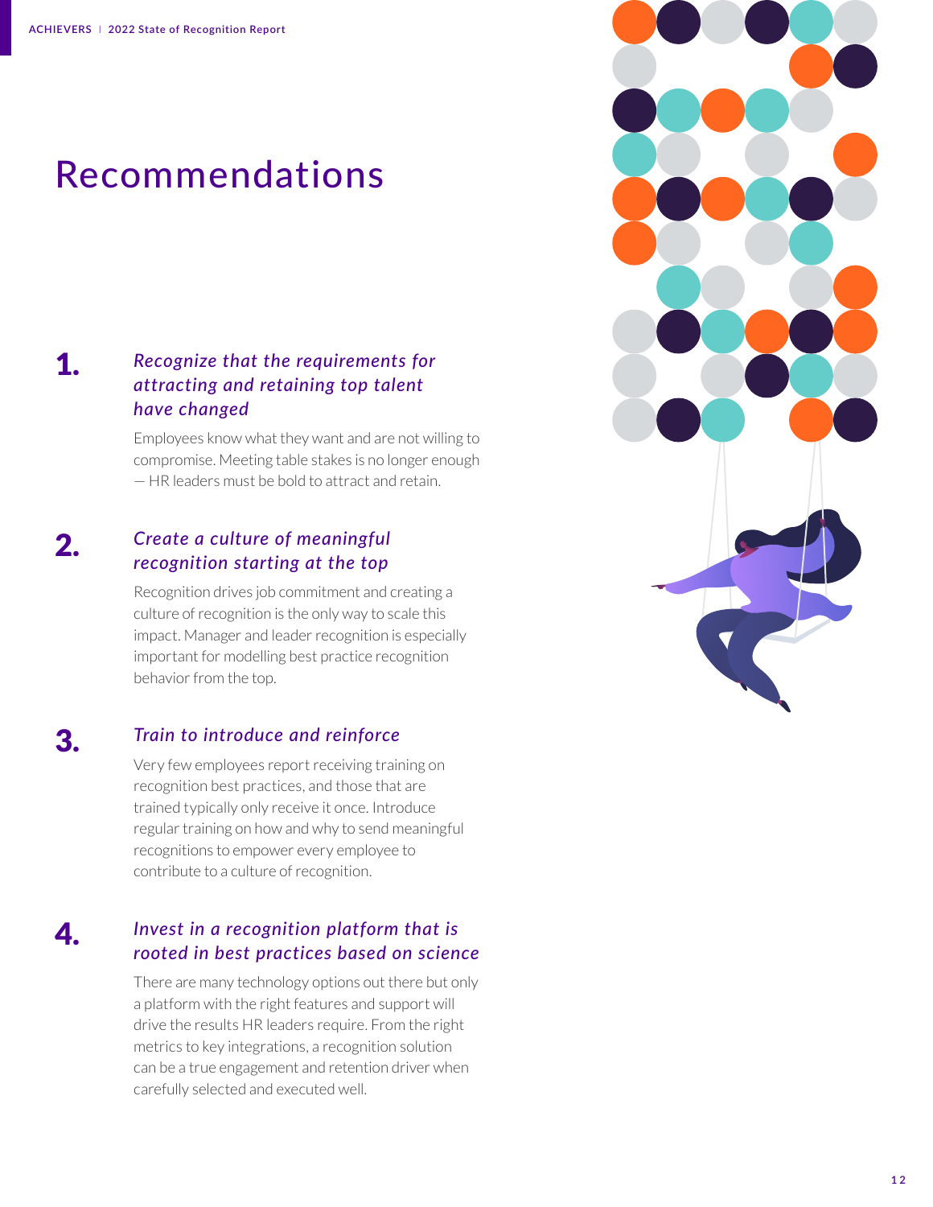# Recommendations

**1.** *Recognize that the requirements for attracting and retaining top talent have changed*

Employees know what they want and are not willing to compromise. Meeting table stakes is no longer enough — HR leaders must be bold to attract and retain.

**2.** *Create a culture of meaningful recognition starting at the top*

Recognition drives job commitment and creating a culture of recognition is the only way to scale this impact. Manager and leader recognition is especially important for modelling best practice recognition behavior from the top.

**3.** *Train to introduce and reinforce*

Very few employees report receiving training on recognition best practices, and those that are trained typically only receive it once. Introduce regular training on how and why to send meaningful recognitions to empower every employee to contribute to a culture of recognition.

**4.** *Invest in a recognition platform that is rooted in best practices based on science*

There are many technology options out there but only a platform with the right features and support will drive the results HR leaders require. From the right metrics to key integrations, a recognition solution can be a true engagement and retention driver when carefully selected and executed well.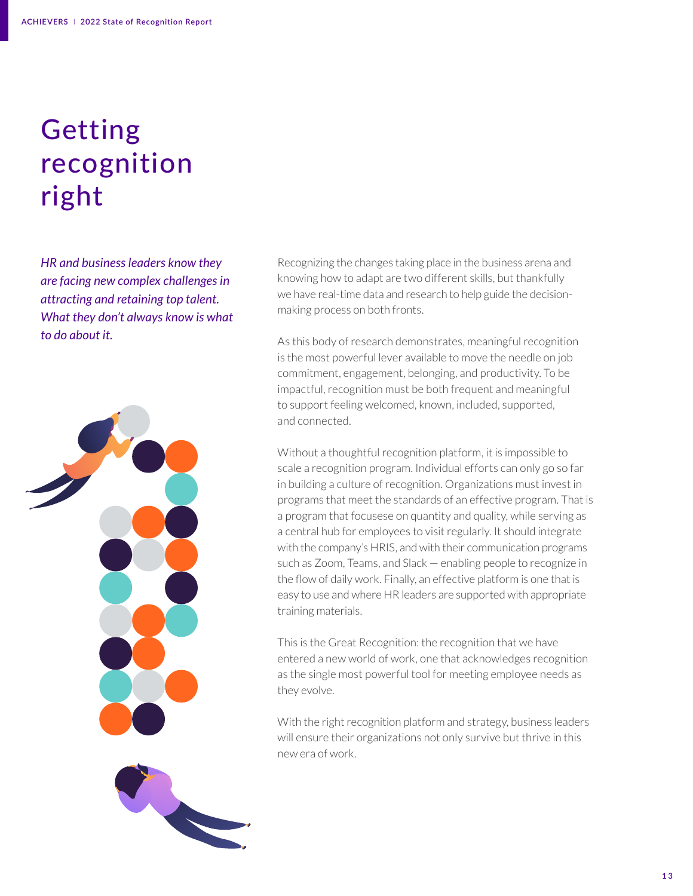# Getting recognition right

*HR and business leaders know they are facing new complex challenges in attracting and retaining top talent. What they don't always know is what to do about it.*

Recognizing the changes taking place in the business arena and knowing how to adapt are two different skills, but thankfully we have real-time data and research to help guide the decision-making process on both fronts.

As this body of research demonstrates, meaningful recognition is the most powerful lever available to move the needle on job commitment, engagement, belonging, and productivity. To be impactful, recognition must be both frequent and meaningful to support feeling welcomed, known, included, supported, and connected.

Without a thoughtful recognition platform, it is impossible to scale a recognition program. Individual efforts can only go so far in building a culture of recognition. Organizations must invest in programs that meet the standards of an effective program. That is a program that focusese on quantity and quality, while serving as a central hub for employees to visit regularly. It should integrate with the company's HRIS, and with their communication programs such as Zoom, Teams, and Slack — enabling people to recognize in the flow of daily work. Finally, an effective platform is one that is easy to use and where HR leaders are supported with appropriate training materials.

This is the Great Recognition: the recognition that we have entered a new world of work, one that acknowledges recognition as the single most powerful tool for meeting employee needs as they evolve.

With the right recognition platform and strategy, business leaders will ensure their organizations not only survive but thrive in this new era of work.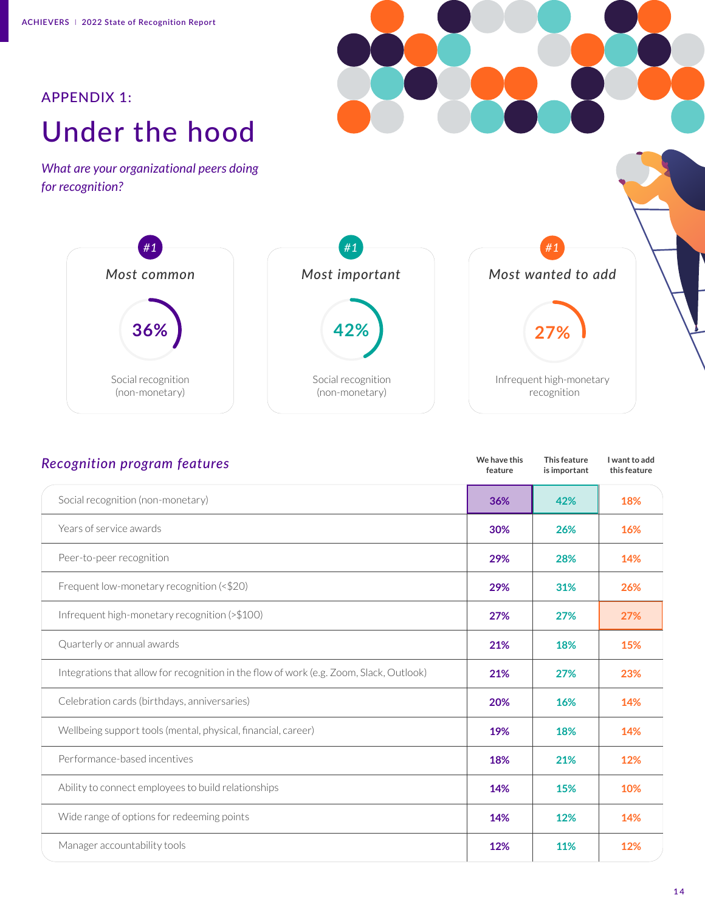APPENDIX 1:

# Under the hood

*What are your organizational peers doing for recognition?*

**#1**
*Most common*
36%
Social recognition (non-monetary)

**#1**
*Most important*
42%
Social recognition (non-monetary)

**#1**
*Most wanted to add*
27%
Infrequent high-monetary recognition

## *Recognition program features*

| Recognition program features | We have this feature | This feature is important | I want to add this feature |
|---|---|---|---|
| Social recognition (non-monetary) | 36% | 42% | 18% |
| Years of service awards | 30% | 26% | 16% |
| Peer-to-peer recognition | 29% | 28% | 14% |
| Frequent low-monetary recognition (<$20) | 29% | 31% | 26% |
| Infrequent high-monetary recognition (>$100) | 27% | 27% | 27% |
| Quarterly or annual awards | 21% | 18% | 15% |
| Integrations that allow for recognition in the flow of work (e.g. Zoom, Slack, Outlook) | 21% | 27% | 23% |
| Celebration cards (birthdays, anniversaries) | 20% | 16% | 14% |
| Wellbeing support tools (mental, physical, financial, career) | 19% | 18% | 14% |
| Performance-based incentives | 18% | 21% | 12% |
| Ability to connect employees to build relationships | 14% | 15% | 10% |
| Wide range of options for redeeming points | 14% | 12% | 14% |
| Manager accountability tools | 12% | 11% | 12% |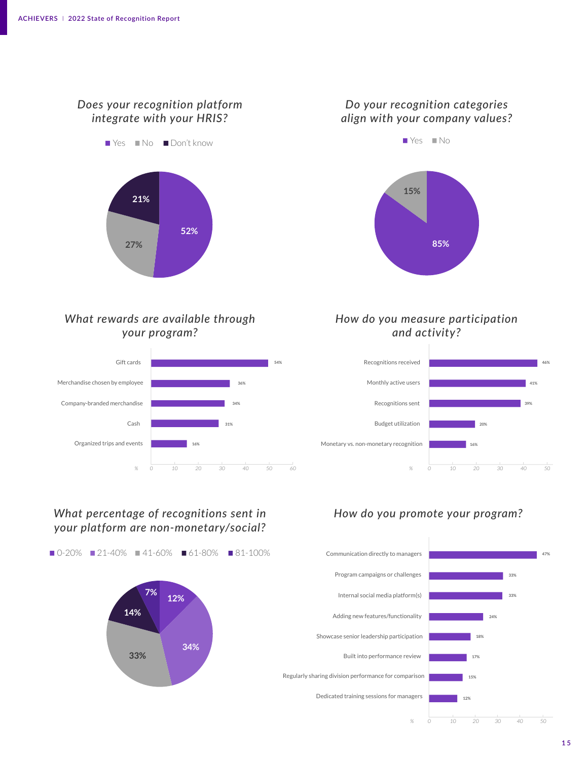## Does your recognition platform integrate with your HRIS?

| Response | % |
|---|---|
| Yes | 52% |
| No | 27% |
| Don't know | 21% |

## Do your recognition categories align with your company values?

| Response | % |
|---|---|
| Yes | 85% |
| No | 15% |

## What rewards are available through your program?

| Reward | % |
|---|---|
| Gift cards | 54% |
| Merchandise chosen by employee | 36% |
| Company-branded merchandise | 34% |
| Cash | 31% |
| Organized trips and events | 16% |

## How do you measure participation and activity?

| Measure | % |
|---|---|
| Recognitions received | 46% |
| Monthly active users | 41% |
| Recognitions sent | 39% |
| Budget utilization | 20% |
| Monetary vs. non-monetary recognition | 16% |

## What percentage of recognitions sent in your platform are non-monetary/social?

| Range | % |
|---|---|
| 0-20% | 12% |
| 21-40% | 34% |
| 41-60% | 33% |
| 61-80% | 14% |
| 81-100% | 7% |

## How do you promote your program?

| Method | % |
|---|---|
| Communication directly to managers | 47% |
| Program campaigns or challenges | 33% |
| Internal social media platform(s) | 33% |
| Adding new features/functionality | 24% |
| Showcase senior leadership participation | 18% |
| Built into performance review | 17% |
| Regularly sharing division performance for comparison | 15% |
| Dedicated training sessions for managers | 12% |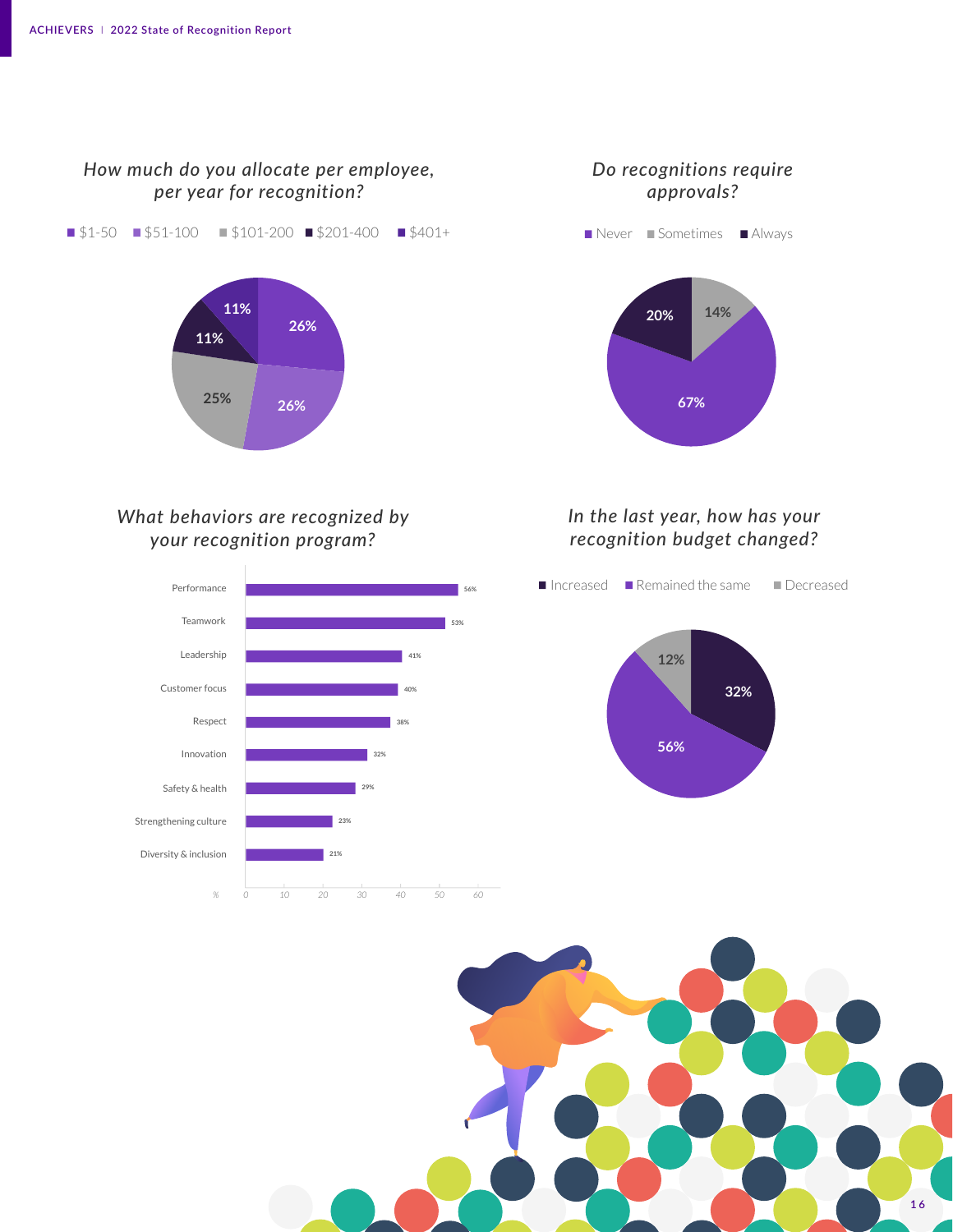### How much do you allocate per employee, per year for recognition?

| Amount | Percentage |
|---|---|
| $1-50 | 26% |
| $51-100 | 26% |
| $101-200 | 25% |
| $201-400 | 11% |
| $401+ | 11% |

### Do recognitions require approvals?

| Response | Percentage |
|---|---|
| Never | 67% |
| Sometimes | 14% |
| Always | 20% |

### What behaviors are recognized by your recognition program?

| Behavior | % |
|---|---|
| Performance | 56% |
| Teamwork | 53% |
| Leadership | 41% |
| Customer focus | 40% |
| Respect | 38% |
| Innovation | 32% |
| Safety & health | 29% |
| Strengthening culture | 23% |
| Diversity & inclusion | 21% |

### In the last year, how has your recognition budget changed?

| Response | Percentage |
|---|---|
| Increased | 32% |
| Remained the same | 56% |
| Decreased | 12% |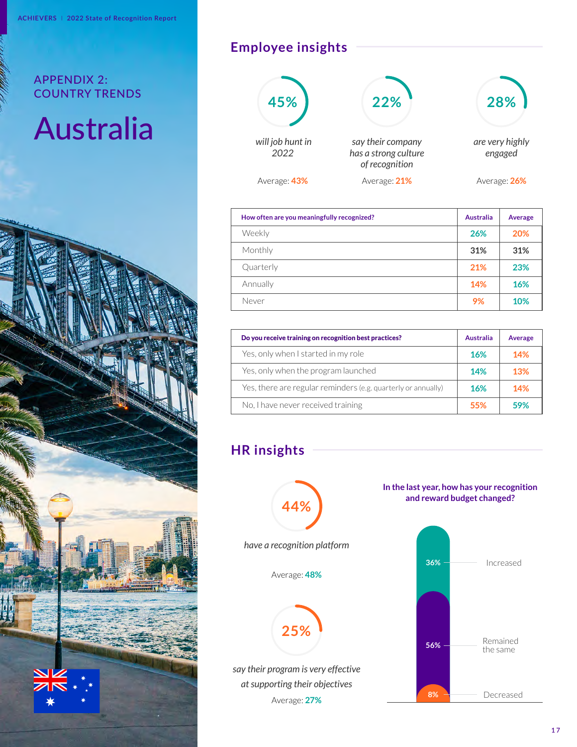## APPENDIX 2: COUNTRY TRENDS

# Australia

## Employee insights

**45%** *will job hunt in 2022*
Average: 43%

**22%** *say their company has a strong culture of recognition*
Average: 21%

**28%** *are very highly engaged*
Average: 26%

| How often are you meaningfully recognized? | Australia | Average |
|---|---|---|
| Weekly | 26% | 20% |
| Monthly | 31% | 31% |
| Quarterly | 21% | 23% |
| Annually | 14% | 16% |
| Never | 9% | 10% |

| Do you receive training on recognition best practices? | Australia | Average |
|---|---|---|
| Yes, only when I started in my role | 16% | 14% |
| Yes, only when the program launched | 14% | 13% |
| Yes, there are regular reminders (e.g. quarterly or annually) | 16% | 14% |
| No, I have never received training | 55% | 59% |

## HR insights

**44%** *have a recognition platform*
Average: 48%

**25%** *say their program is very effective at supporting their objectives*
Average: 27%

**In the last year, how has your recognition and reward budget changed?**

- Increased: 36%
- Remained the same: 56%
- Decreased: 8%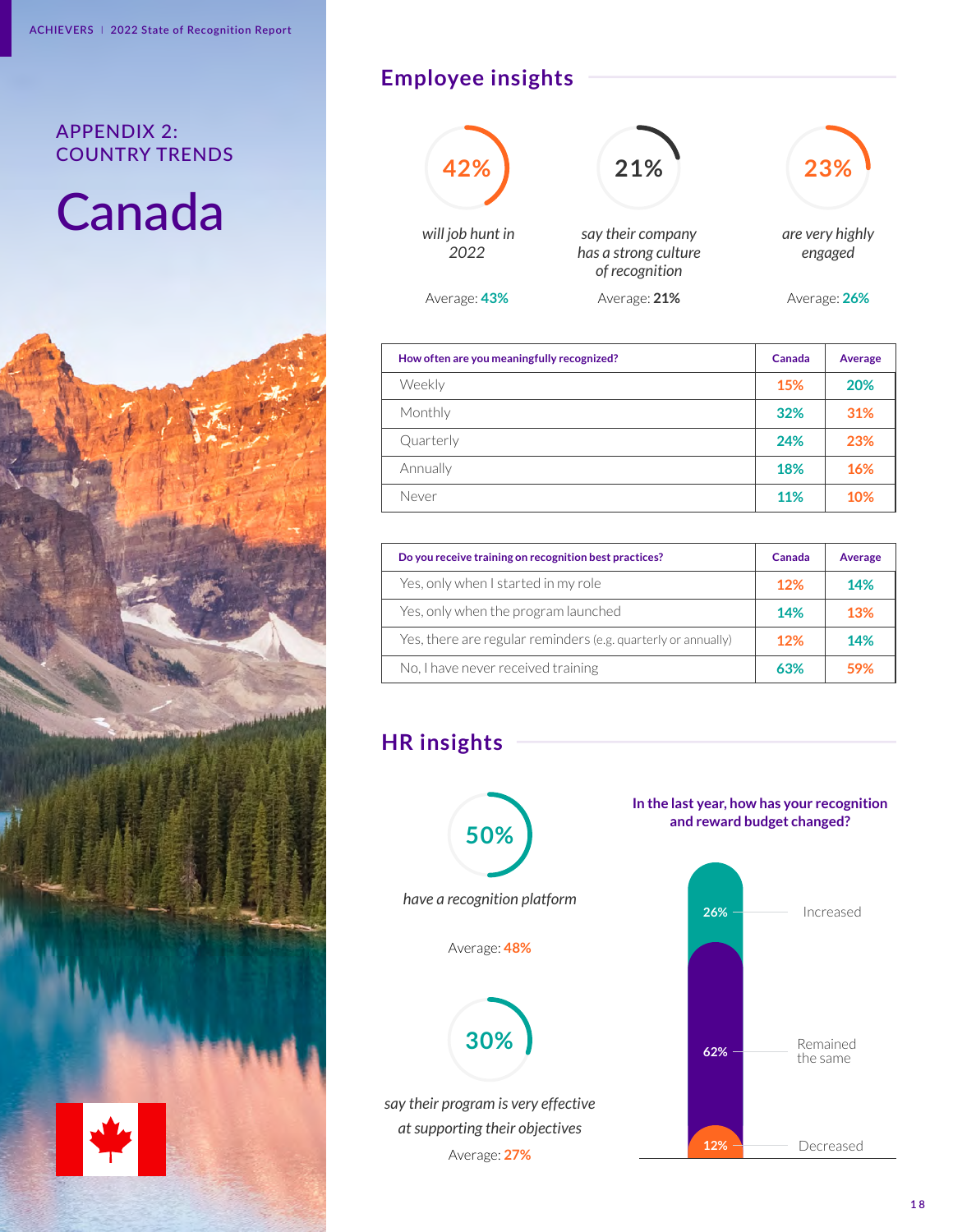APPENDIX 2: COUNTRY TRENDS

# Canada

## Employee insights

**42%**

*will job hunt in 2022*

Average: **43%**

**21%**

*say their company has a strong culture of recognition*

Average: **21%**

**23%**

*are very highly engaged*

Average: **26%**

| How often are you meaningfully recognized? | Canada | Average |
|---|---|---|
| Weekly | 15% | 20% |
| Monthly | 32% | 31% |
| Quarterly | 24% | 23% |
| Annually | 18% | 16% |
| Never | 11% | 10% |

| Do you receive training on recognition best practices? | Canada | Average |
|---|---|---|
| Yes, only when I started in my role | 12% | 14% |
| Yes, only when the program launched | 14% | 13% |
| Yes, there are regular reminders (e.g. quarterly or annually) | 12% | 14% |
| No, I have never received training | 63% | 59% |

## HR insights

**50%**

*have a recognition platform*

Average: **48%**

**30%**

*say their program is very effective at supporting their objectives*

Average: **27%**

**In the last year, how has your recognition and reward budget changed?**

- 26% — Increased
- 62% — Remained the same
- 12% — Decreased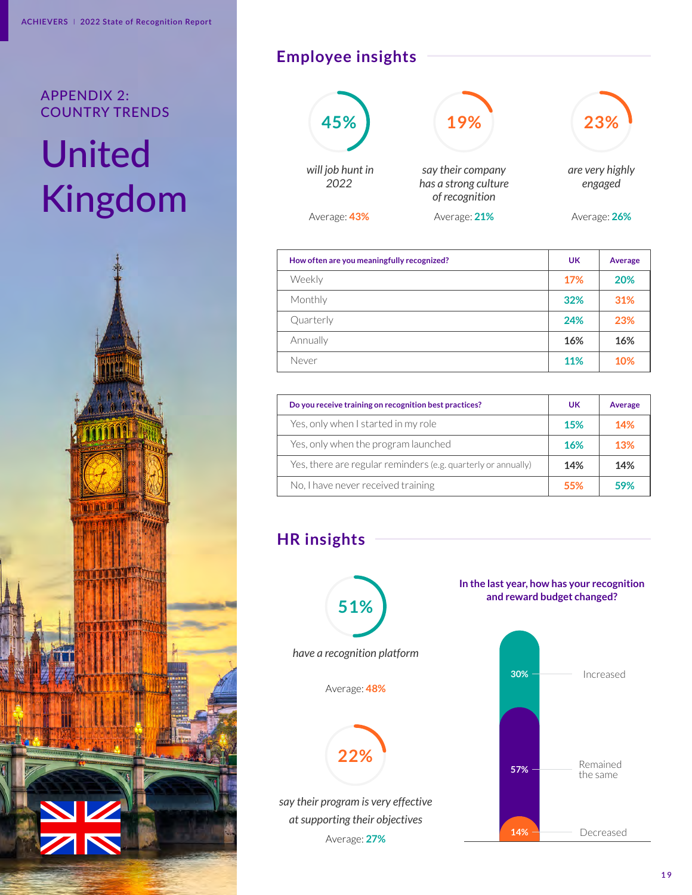APPENDIX 2: COUNTRY TRENDS

# United Kingdom

## Employee insights

**45%**

*will job hunt in 2022*

Average: **43%**

**19%**

*say their company has a strong culture of recognition*

Average: **21%**

**23%**

*are very highly engaged*

Average: **26%**

| How often are you meaningfully recognized? | UK | Average |
|---|---|---|
| Weekly | 17% | 20% |
| Monthly | 32% | 31% |
| Quarterly | 24% | 23% |
| Annually | 16% | 16% |
| Never | 11% | 10% |

| Do you receive training on recognition best practices? | UK | Average |
|---|---|---|
| Yes, only when I started in my role | 15% | 14% |
| Yes, only when the program launched | 16% | 13% |
| Yes, there are regular reminders (e.g. quarterly or annually) | 14% | 14% |
| No, I have never received training | 55% | 59% |

## HR insights

**51%**

*have a recognition platform*

Average: **48%**

**22%**

*say their program is very effective at supporting their objectives*

Average: **27%**

**In the last year, how has your recognition and reward budget changed?**

| Budget change | % |
|---|---|
| Increased | 30% |
| Remained the same | 57% |
| Decreased | 14% |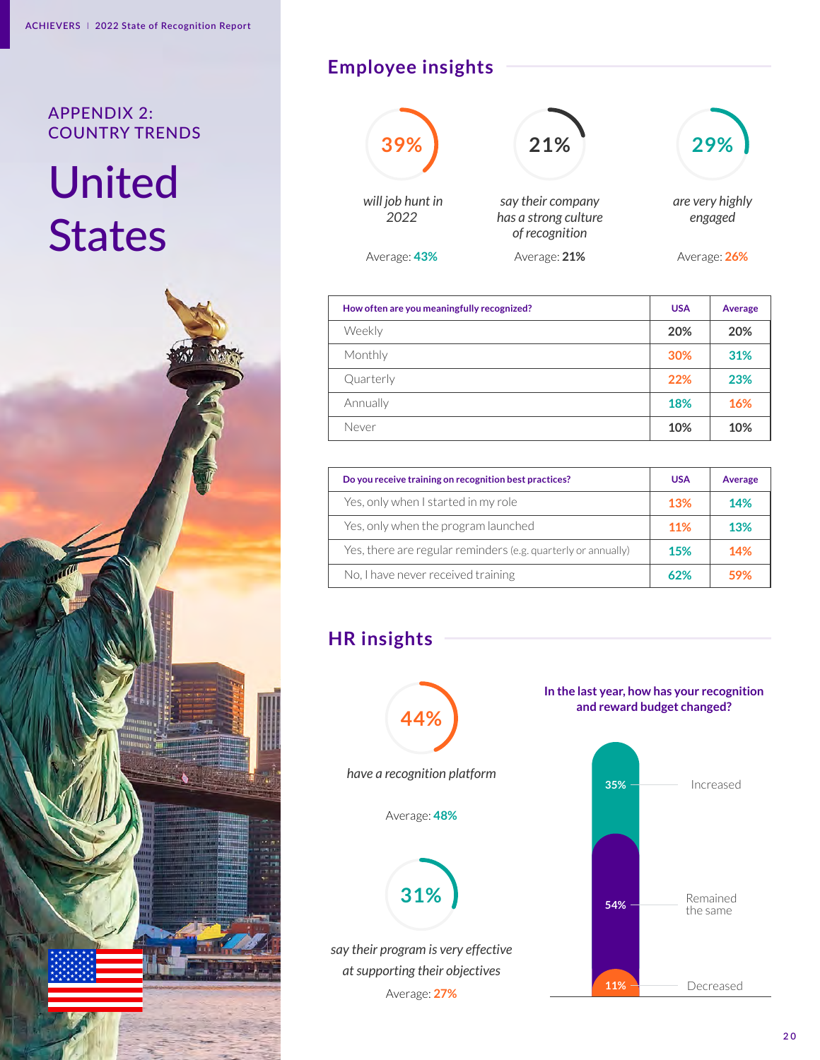APPENDIX 2: COUNTRY TRENDS

# United States

## Employee insights

**39%** *will job hunt in 2022*
Average: **43%**

**21%** *say their company has a strong culture of recognition*
Average: **21%**

**29%** *are very highly engaged*
Average: **26%**

| How often are you meaningfully recognized? | USA | Average |
|---|---|---|
| Weekly | 20% | 20% |
| Monthly | 30% | 31% |
| Quarterly | 22% | 23% |
| Annually | 18% | 16% |
| Never | 10% | 10% |

| Do you receive training on recognition best practices? | USA | Average |
|---|---|---|
| Yes, only when I started in my role | 13% | 14% |
| Yes, only when the program launched | 11% | 13% |
| Yes, there are regular reminders (e.g. quarterly or annually) | 15% | 14% |
| No, I have never received training | 62% | 59% |

## HR insights

**44%** *have a recognition platform*
Average: **48%**

**31%** *say their program is very effective at supporting their objectives*
Average: **27%**

**In the last year, how has your recognition and reward budget changed?**

- 35% Increased
- 54% Remained the same
- 11% Decreased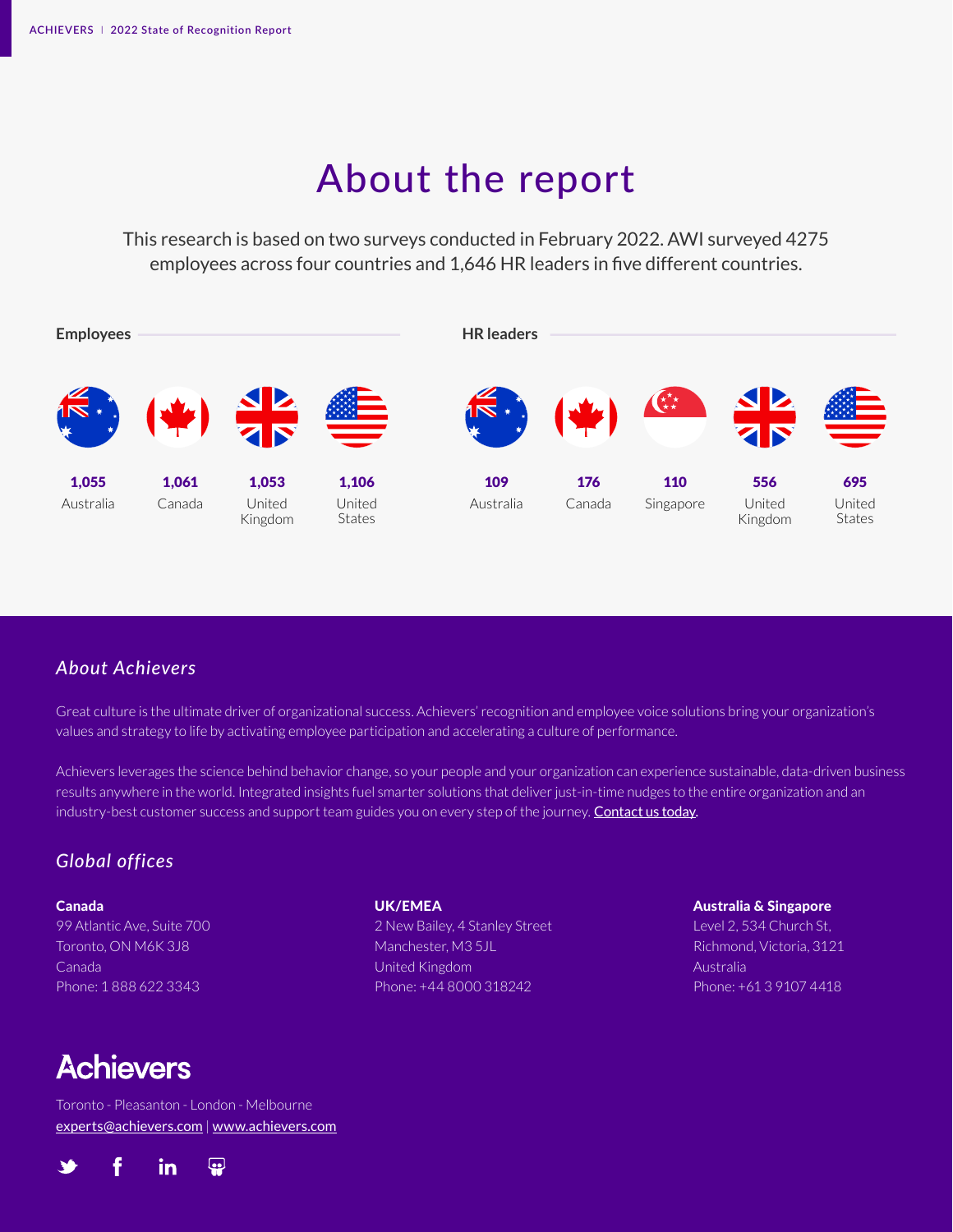# About the report

This research is based on two surveys conducted in February 2022. AWI surveyed 4275 employees across four countries and 1,646 HR leaders in five different countries.

**Employees**

**1,055**
Australia

**1,061**
Canada

**1,053**
United Kingdom

**1,106**
United States

**HR leaders**

**109**
Australia

**176**
Canada

**110**
Singapore

**556**
United Kingdom

**695**
United States

## *About Achievers*

Great culture is the ultimate driver of organizational success. Achievers' recognition and employee voice solutions bring your organization's values and strategy to life by activating employee participation and accelerating a culture of performance.

Achievers leverages the science behind behavior change, so your people and your organization can experience sustainable, data-driven business results anywhere in the world. Integrated insights fuel smarter solutions that deliver just-in-time nudges to the entire organization and an industry-best customer success and support team guides you on every step of the journey. Contact us today.

## *Global offices*

**Canada**
99 Atlantic Ave, Suite 700
Toronto, ON M6K 3J8
Canada
Phone: 1 888 622 3343

**UK/EMEA**
2 New Bailey, 4 Stanley Street
Manchester, M3 5JL
United Kingdom
Phone: +44 8000 318242

**Australia & Singapore**
Level 2, 534 Church St,
Richmond, Victoria, 3121
Australia
Phone: +61 3 9107 4418

**Achievers**

Toronto - Pleasanton - London - Melbourne
experts@achievers.com | www.achievers.com